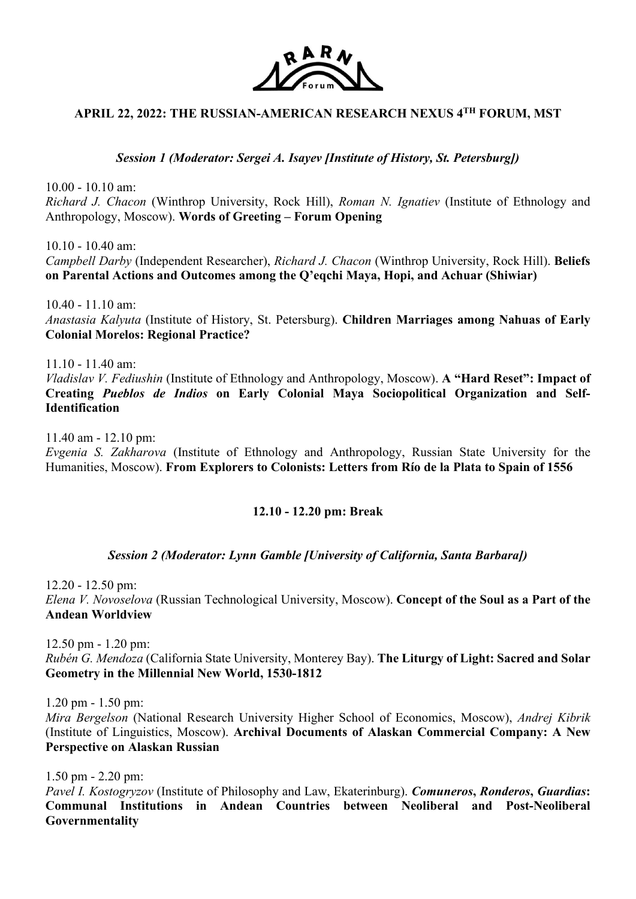## APRIL 22, 2022: THE RUSSIAN-AMERICAN RESEARCH NEXUS 4TH FORUM, MST

### *Session 1 (Moderator: Sergei A. Isayev [Institute of History, St. Petersburg])*

10.00 - 10.10 am:
*Richard J. Chacon* (Winthrop University, Rock Hill), *Roman N. Ignatiev* (Institute of Ethnology and Anthropology, Moscow). **Words of Greeting – Forum Opening**

10.10 - 10.40 am:
*Campbell Darby* (Independent Researcher), *Richard J. Chacon* (Winthrop University, Rock Hill). **Beliefs on Parental Actions and Outcomes among the Q'eqchi Maya, Hopi, and Achuar (Shiwiar)**

10.40 - 11.10 am:
*Anastasia Kalyuta* (Institute of History, St. Petersburg). **Children Marriages among Nahuas of Early Colonial Morelos: Regional Practice?**

11.10 - 11.40 am:
*Vladislav V. Fediushin* (Institute of Ethnology and Anthropology, Moscow). **A "Hard Reset": Impact of Creating *Pueblos de Indios* on Early Colonial Maya Sociopolitical Organization and Self-Identification**

11.40 am - 12.10 pm:
*Evgenia S. Zakharova* (Institute of Ethnology and Anthropology, Russian State University for the Humanities, Moscow). **From Explorers to Colonists: Letters from Río de la Plata to Spain of 1556**

**12.10 - 12.20 pm: Break**

### *Session 2 (Moderator: Lynn Gamble [University of California, Santa Barbara])*

12.20 - 12.50 pm:
*Elena V. Novoselova* (Russian Technological University, Moscow). **Concept of the Soul as a Part of the Andean Worldview**

12.50 pm - 1.20 pm:
*Rubén G. Mendoza* (California State University, Monterey Bay). **The Liturgy of Light: Sacred and Solar Geometry in the Millennial New World, 1530-1812**

1.20 pm - 1.50 pm:
*Mira Bergelson* (National Research University Higher School of Economics, Moscow), *Andrej Kibrik* (Institute of Linguistics, Moscow). **Archival Documents of Alaskan Commercial Company: A New Perspective on Alaskan Russian**

1.50 pm - 2.20 pm:
*Pavel I. Kostogryzov* (Institute of Philosophy and Law, Ekaterinburg). ***Comuneros*, *Ronderos*, *Guardias*: Communal Institutions in Andean Countries between Neoliberal and Post-Neoliberal Governmentality**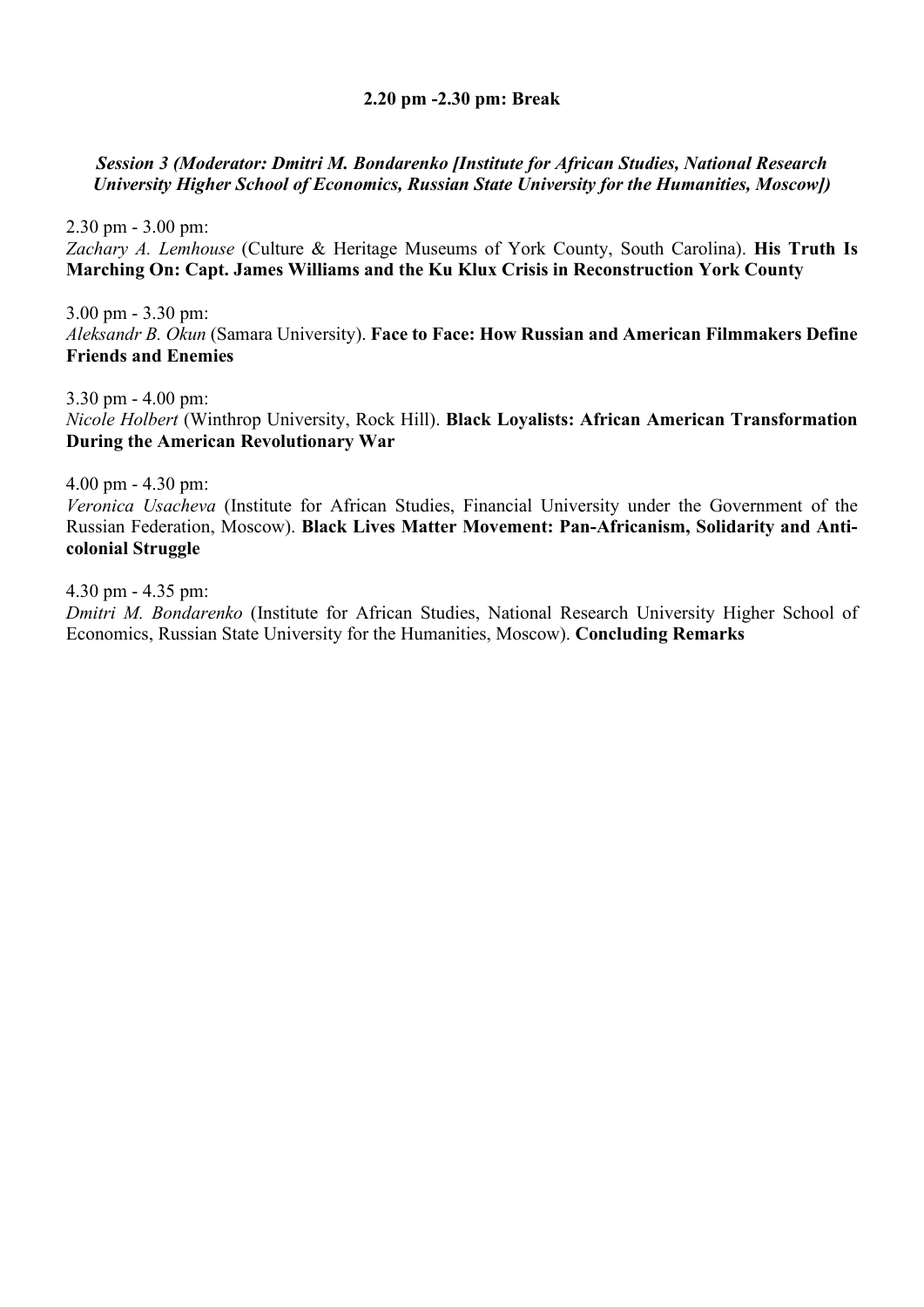**2.20 pm -2.30 pm: Break**

***Session 3 (Moderator: Dmitri M. Bondarenko [Institute for African Studies, National Research University Higher School of Economics, Russian State University for the Humanities, Moscow])***

2.30 pm - 3.00 pm:
*Zachary A. Lemhouse* (Culture & Heritage Museums of York County, South Carolina). **His Truth Is Marching On: Capt. James Williams and the Ku Klux Crisis in Reconstruction York County**

3.00 pm - 3.30 pm:
*Aleksandr B. Okun* (Samara University). **Face to Face: How Russian and American Filmmakers Define Friends and Enemies**

3.30 pm - 4.00 pm:
*Nicole Holbert* (Winthrop University, Rock Hill). **Black Loyalists: African American Transformation During the American Revolutionary War**

4.00 pm - 4.30 pm:
*Veronica Usacheva* (Institute for African Studies, Financial University under the Government of the Russian Federation, Moscow). **Black Lives Matter Movement: Pan-Africanism, Solidarity and Anti-colonial Struggle**

4.30 pm - 4.35 pm:
*Dmitri M. Bondarenko* (Institute for African Studies, National Research University Higher School of Economics, Russian State University for the Humanities, Moscow). **Concluding Remarks**